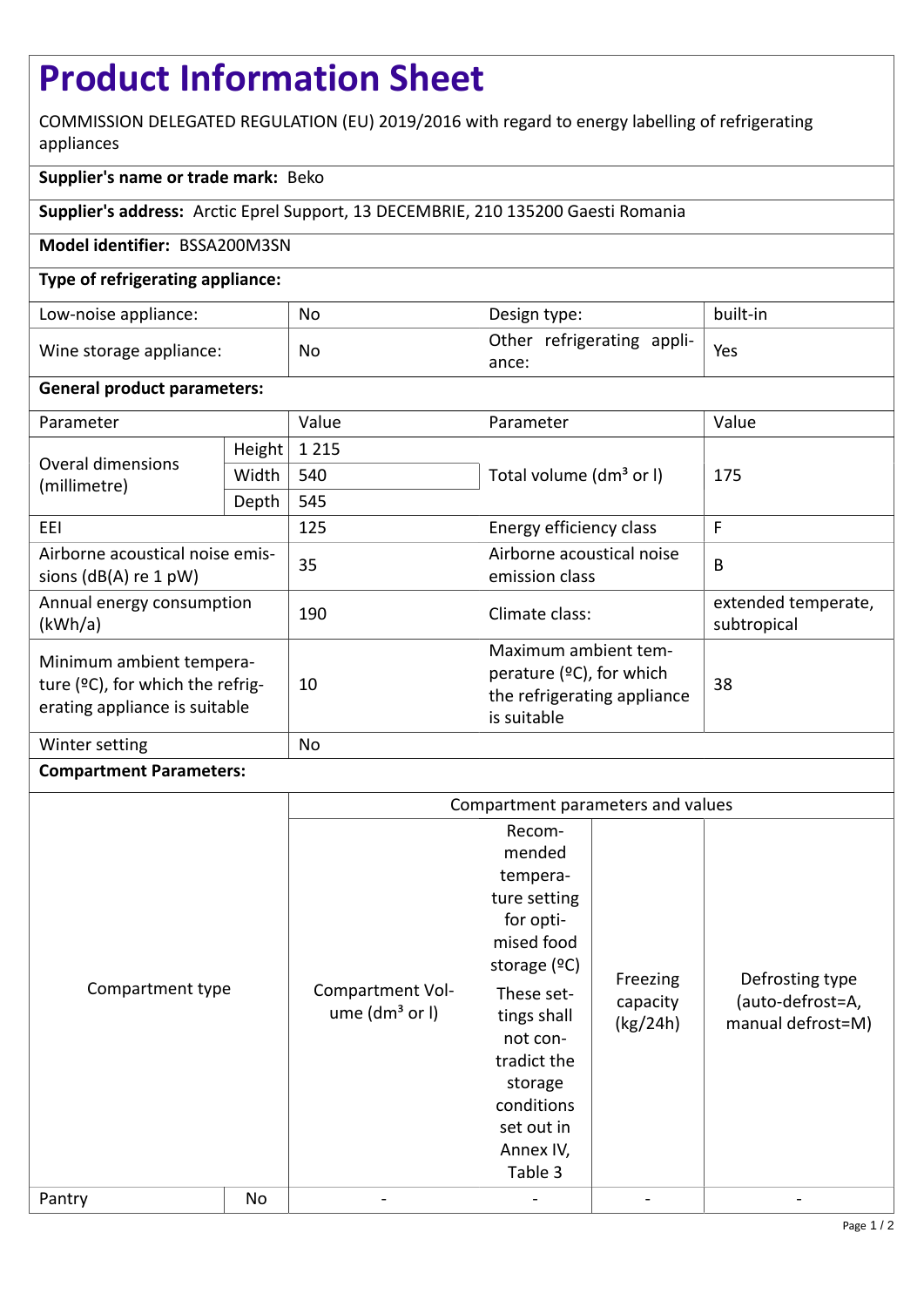# Product Information Sheet

COMMISSION DELEGATED REGULATION (EU) 2019/2016 with regard to energy labelling of refrigerating appliances

**Supplier's name or trade mark:** Beko

**Supplier's address:** Arctic Eprel Support, 13 DECEMBRIE, 210 135200 Gaesti Romania

**Model identifier:** BSSA200M3SN

**Type of refrigerating appliance:**

| | | | |
|---|---|---|---|
| Low-noise appliance: | No | Design type: | built-in |
| Wine storage appliance: | No | Other refrigerating appliance: | Yes |

**General product parameters:**

| Parameter | | Value | Parameter | Value |
|---|---|---|---|---|
| Overal dimensions (millimetre) | Height | 1 215 | Total volume (dm³ or l) | 175 |
| | Width | 540 | | |
| | Depth | 545 | | |
| EEI | | 125 | Energy efficiency class | F |
| Airborne acoustical noise emissions (dB(A) re 1 pW) | | 35 | Airborne acoustical noise emission class | B |
| Annual energy consumption (kWh/a) | | 190 | Climate class: | extended temperate, subtropical |
| Minimum ambient temperature (ºC), for which the refrigerating appliance is suitable | | 10 | Maximum ambient temperature (ºC), for which the refrigerating appliance is suitable | 38 |
| Winter setting | | No | | |

**Compartment Parameters:**

| Compartment type | | Compartment Volume (dm³ or l) | Recommended temperature setting for optimised food storage (ºC) These settings shall not contradict the storage conditions set out in Annex IV, Table 3 | Freezing capacity (kg/24h) | Defrosting type (auto-defrost=A, manual defrost=M) |
|---|---|---|---|---|---|
| Pantry | No | - | - | - | - |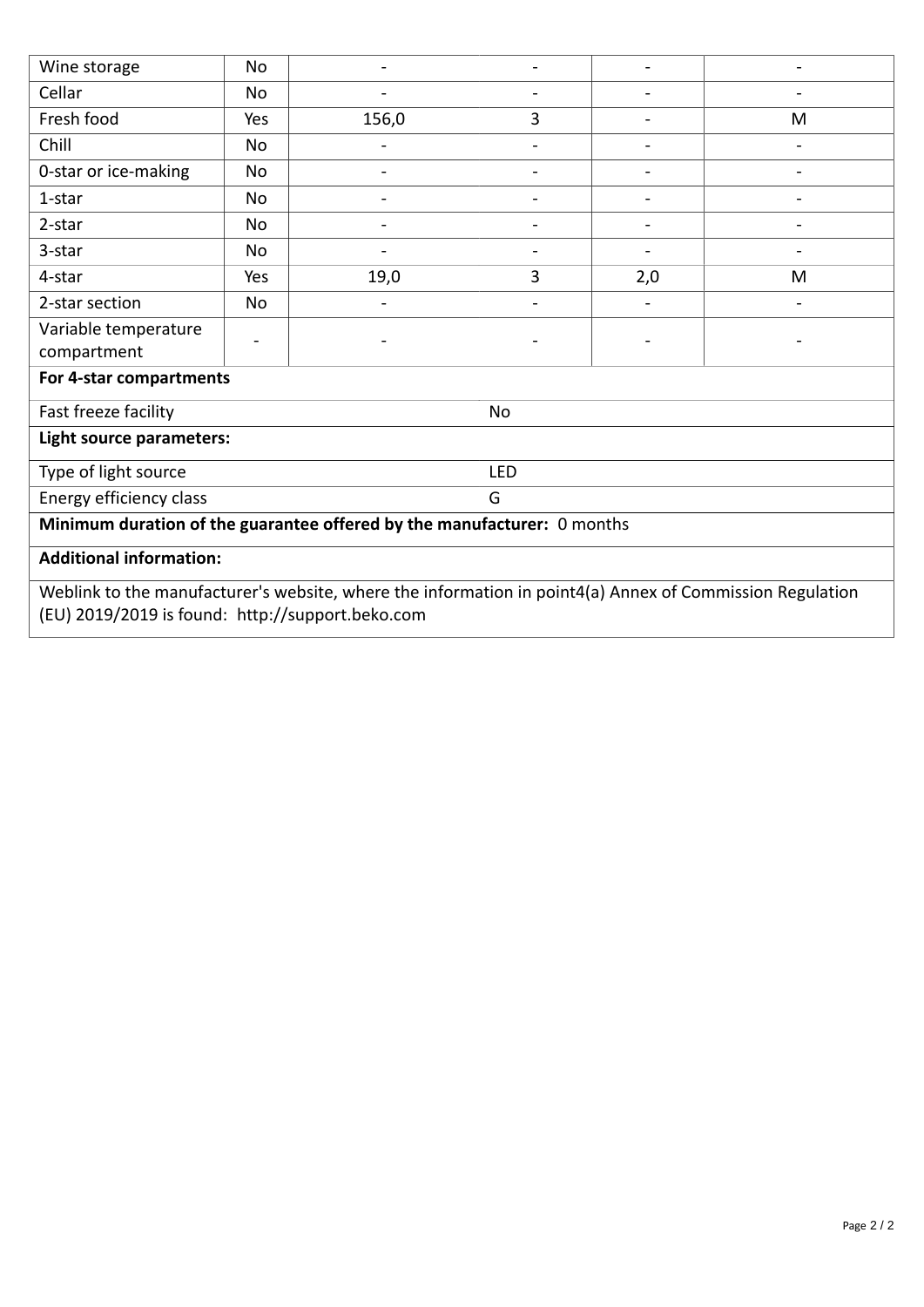| | | | | | |
|---|---|---|---|---|---|
| Wine storage | No | - | - | - | - |
| Cellar | No | - | - | - | - |
| Fresh food | Yes | 156,0 | 3 | - | M |
| Chill | No | - | - | - | - |
| 0-star or ice-making | No | - | - | - | - |
| 1-star | No | - | - | - | - |
| 2-star | No | - | - | - | - |
| 3-star | No | - | - | - | - |
| 4-star | Yes | 19,0 | 3 | 2,0 | M |
| 2-star section | No | - | - | - | - |
| Variable temperature compartment | - | - | - | - | - |

**For 4-star compartments**

| | |
|---|---|
| Fast freeze facility | No |

**Light source parameters:**

| | |
|---|---|
| Type of light source | LED |
| Energy efficiency class | G |

**Minimum duration of the guarantee offered by the manufacturer:** 0 months

**Additional information:**

Weblink to the manufacturer's website, where the information in point4(a) Annex of Commission Regulation (EU) 2019/2019 is found: http://support.beko.com